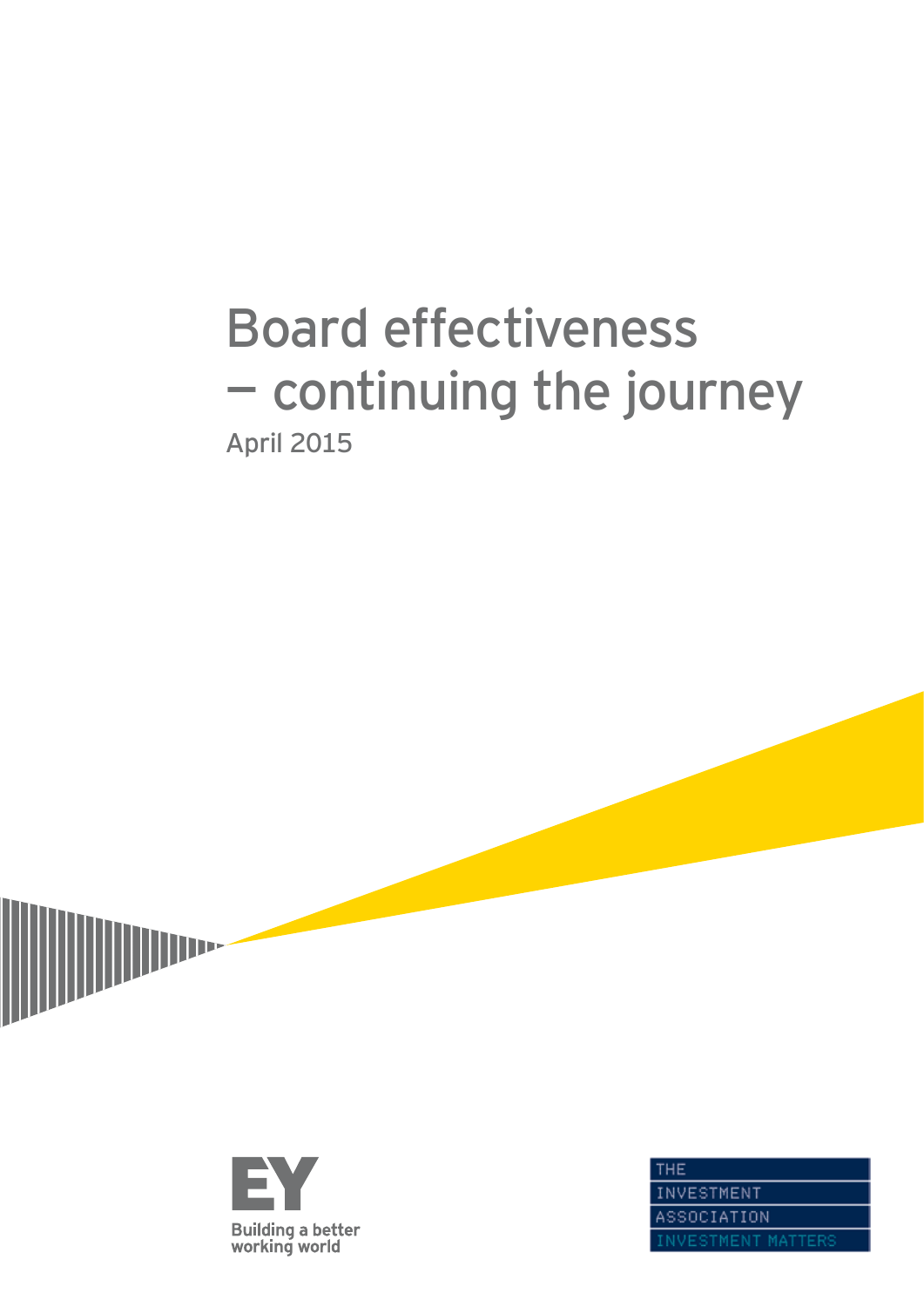# Board effectiveness — continuing the journey

April 2015

EY

Building a better working world

THE INVESTMENT ASSOCIATION

INVESTMENT MATTERS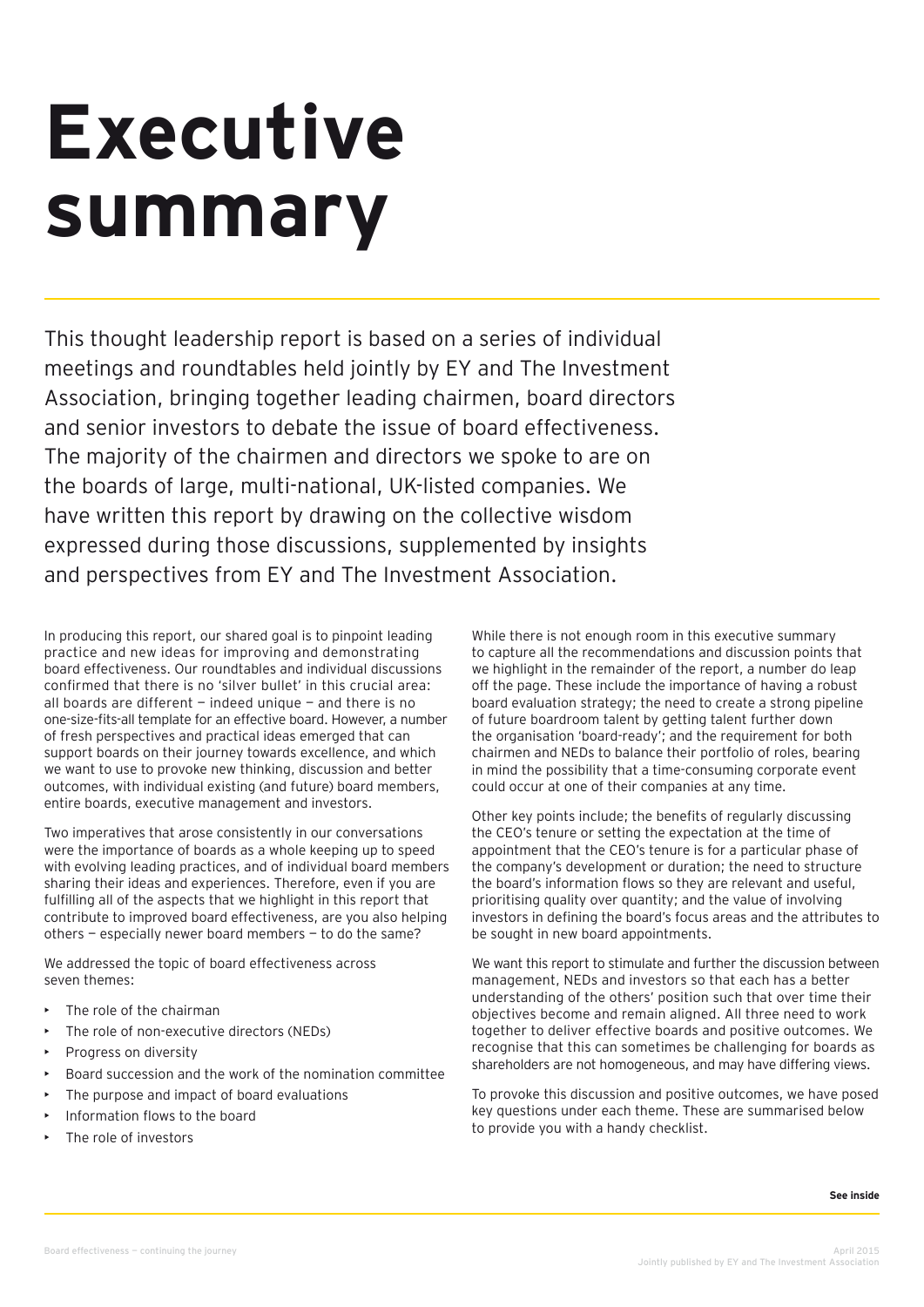# Executive summary

This thought leadership report is based on a series of individual meetings and roundtables held jointly by EY and The Investment Association, bringing together leading chairmen, board directors and senior investors to debate the issue of board effectiveness. The majority of the chairmen and directors we spoke to are on the boards of large, multi-national, UK-listed companies. We have written this report by drawing on the collective wisdom expressed during those discussions, supplemented by insights and perspectives from EY and The Investment Association.

In producing this report, our shared goal is to pinpoint leading practice and new ideas for improving and demonstrating board effectiveness. Our roundtables and individual discussions confirmed that there is no 'silver bullet' in this crucial area: all boards are different — indeed unique — and there is no one-size-fits-all template for an effective board. However, a number of fresh perspectives and practical ideas emerged that can support boards on their journey towards excellence, and which we want to use to provoke new thinking, discussion and better outcomes, with individual existing (and future) board members, entire boards, executive management and investors.

Two imperatives that arose consistently in our conversations were the importance of boards as a whole keeping up to speed with evolving leading practices, and of individual board members sharing their ideas and experiences. Therefore, even if you are fulfilling all of the aspects that we highlight in this report that contribute to improved board effectiveness, are you also helping others — especially newer board members — to do the same?

We addressed the topic of board effectiveness across seven themes:

- The role of the chairman
- The role of non-executive directors (NEDs)
- Progress on diversity
- Board succession and the work of the nomination committee
- The purpose and impact of board evaluations
- Information flows to the board
- The role of investors

While there is not enough room in this executive summary to capture all the recommendations and discussion points that we highlight in the remainder of the report, a number do leap off the page. These include the importance of having a robust board evaluation strategy; the need to create a strong pipeline of future boardroom talent by getting talent further down the organisation 'board-ready'; and the requirement for both chairmen and NEDs to balance their portfolio of roles, bearing in mind the possibility that a time-consuming corporate event could occur at one of their companies at any time.

Other key points include; the benefits of regularly discussing the CEO's tenure or setting the expectation at the time of appointment that the CEO's tenure is for a particular phase of the company's development or duration; the need to structure the board's information flows so they are relevant and useful, prioritising quality over quantity; and the value of involving investors in defining the board's focus areas and the attributes to be sought in new board appointments.

We want this report to stimulate and further the discussion between management, NEDs and investors so that each has a better understanding of the others' position such that over time their objectives become and remain aligned. All three need to work together to deliver effective boards and positive outcomes. We recognise that this can sometimes be challenging for boards as shareholders are not homogeneous, and may have differing views.

To provoke this discussion and positive outcomes, we have posed key questions under each theme. These are summarised below to provide you with a handy checklist.

**See inside**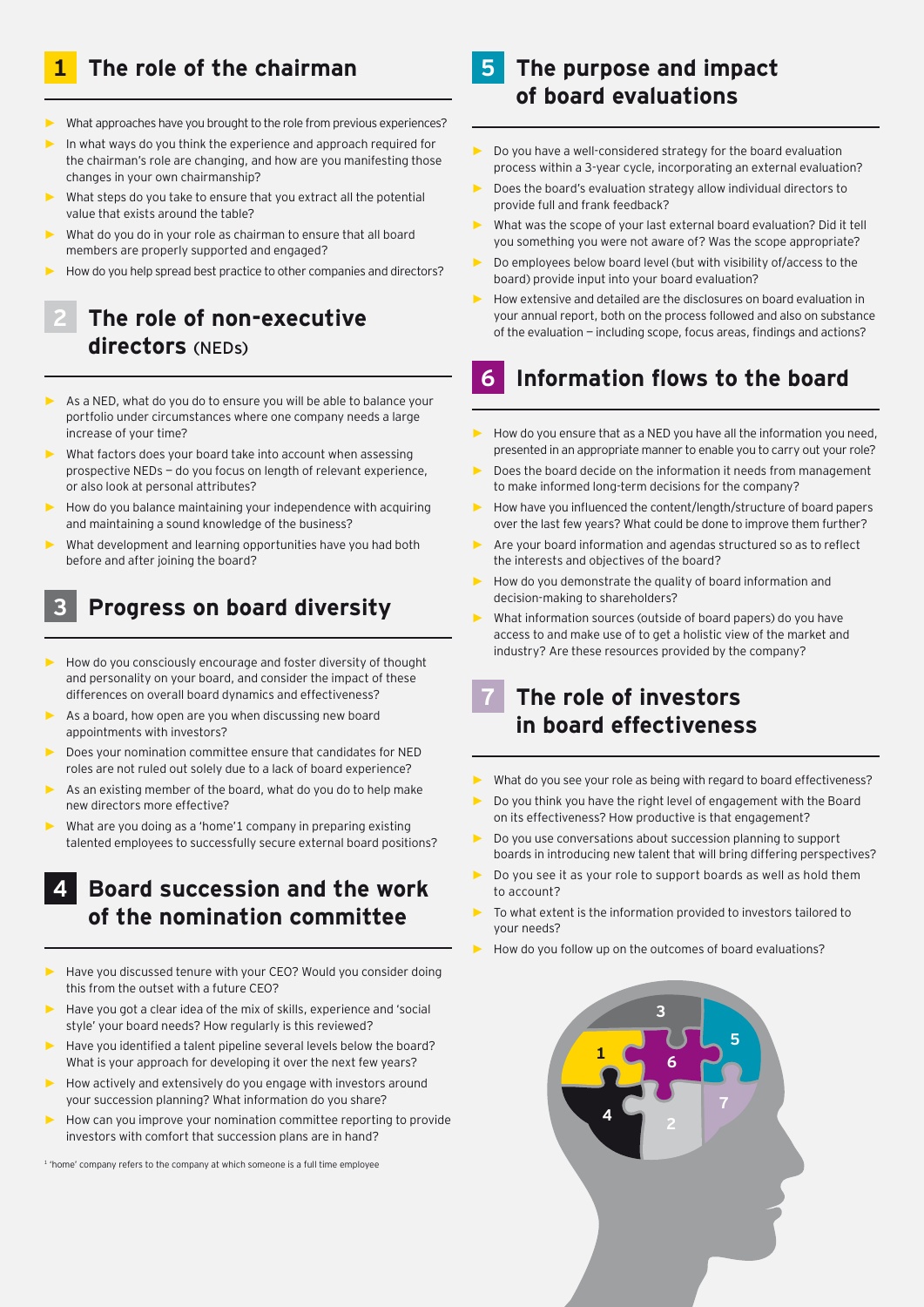## 1 The role of the chairman

- What approaches have you brought to the role from previous experiences?
- In what ways do you think the experience and approach required for the chairman's role are changing, and how are you manifesting those changes in your own chairmanship?
- What steps do you take to ensure that you extract all the potential value that exists around the table?
- What do you do in your role as chairman to ensure that all board members are properly supported and engaged?
- How do you help spread best practice to other companies and directors?

## 2 The role of non-executive directors (NEDs)

- As a NED, what do you do to ensure you will be able to balance your portfolio under circumstances where one company needs a large increase of your time?
- What factors does your board take into account when assessing prospective NEDs — do you focus on length of relevant experience, or also look at personal attributes?
- How do you balance maintaining your independence with acquiring and maintaining a sound knowledge of the business?
- What development and learning opportunities have you had both before and after joining the board?

## 3 Progress on board diversity

- How do you consciously encourage and foster diversity of thought and personality on your board, and consider the impact of these differences on overall board dynamics and effectiveness?
- As a board, how open are you when discussing new board appointments with investors?
- Does your nomination committee ensure that candidates for NED roles are not ruled out solely due to a lack of board experience?
- As an existing member of the board, what do you do to help make new directors more effective?
- What are you doing as a 'home'[1] company in preparing existing talented employees to successfully secure external board positions?

## 4 Board succession and the work of the nomination committee

- Have you discussed tenure with your CEO? Would you consider doing this from the outset with a future CEO?
- Have you got a clear idea of the mix of skills, experience and 'social style' your board needs? How regularly is this reviewed?
- Have you identified a talent pipeline several levels below the board? What is your approach for developing it over the next few years?
- How actively and extensively do you engage with investors around your succession planning? What information do you share?
- How can you improve your nomination committee reporting to provide investors with comfort that succession plans are in hand?

[1] 'home' company refers to the company at which someone is a full time employee

## 5 The purpose and impact of board evaluations

- Do you have a well-considered strategy for the board evaluation process within a 3-year cycle, incorporating an external evaluation?
- Does the board's evaluation strategy allow individual directors to provide full and frank feedback?
- What was the scope of your last external board evaluation? Did it tell you something you were not aware of? Was the scope appropriate?
- Do employees below board level (but with visibility of/access to the board) provide input into your board evaluation?
- How extensive and detailed are the disclosures on board evaluation in your annual report, both on the process followed and also on substance of the evaluation — including scope, focus areas, findings and actions?

## 6 Information flows to the board

- How do you ensure that as a NED you have all the information you need, presented in an appropriate manner to enable you to carry out your role?
- Does the board decide on the information it needs from management to make informed long-term decisions for the company?
- How have you influenced the content/length/structure of board papers over the last few years? What could be done to improve them further?
- Are your board information and agendas structured so as to reflect the interests and objectives of the board?
- How do you demonstrate the quality of board information and decision-making to shareholders?
- What information sources (outside of board papers) do you have access to and make use of to get a holistic view of the market and industry? Are these resources provided by the company?

## 7 The role of investors in board effectiveness

- What do you see your role as being with regard to board effectiveness?
- Do you think you have the right level of engagement with the Board on its effectiveness? How productive is that engagement?
- Do you use conversations about succession planning to support boards in introducing new talent that will bring differing perspectives?
- Do you see it as your role to support boards as well as hold them to account?
- To what extent is the information provided to investors tailored to your needs?
- How do you follow up on the outcomes of board evaluations?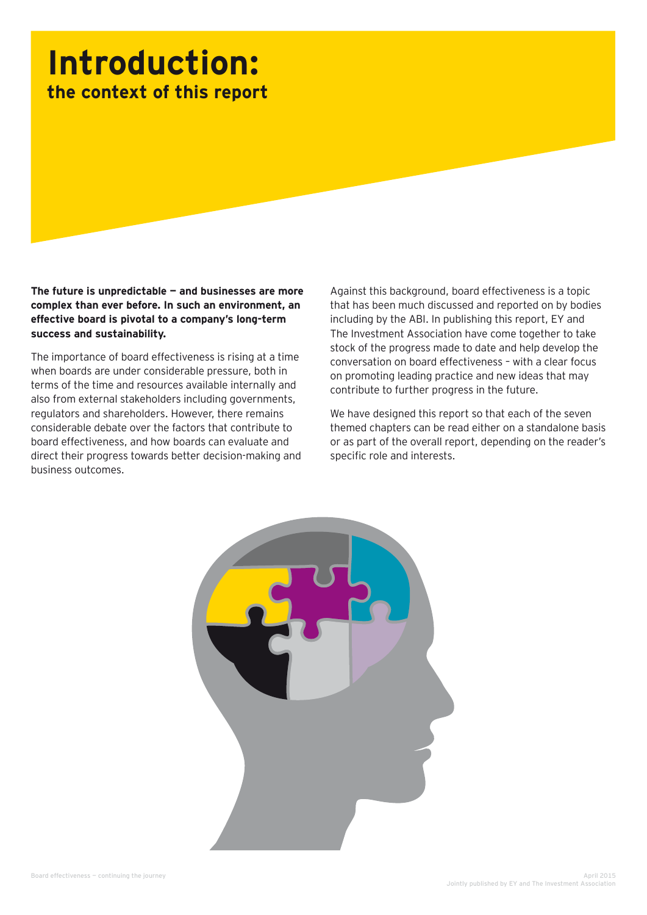# Introduction:

## the context of this report

**The future is unpredictable — and businesses are more complex than ever before. In such an environment, an effective board is pivotal to a company's long-term success and sustainability.**

The importance of board effectiveness is rising at a time when boards are under considerable pressure, both in terms of the time and resources available internally and also from external stakeholders including governments, regulators and shareholders. However, there remains considerable debate over the factors that contribute to board effectiveness, and how boards can evaluate and direct their progress towards better decision-making and business outcomes.

Against this background, board effectiveness is a topic that has been much discussed and reported on by bodies including by the ABI. In publishing this report, EY and The Investment Association have come together to take stock of the progress made to date and help develop the conversation on board effectiveness – with a clear focus on promoting leading practice and new ideas that may contribute to further progress in the future.

We have designed this report so that each of the seven themed chapters can be read either on a standalone basis or as part of the overall report, depending on the reader's specific role and interests.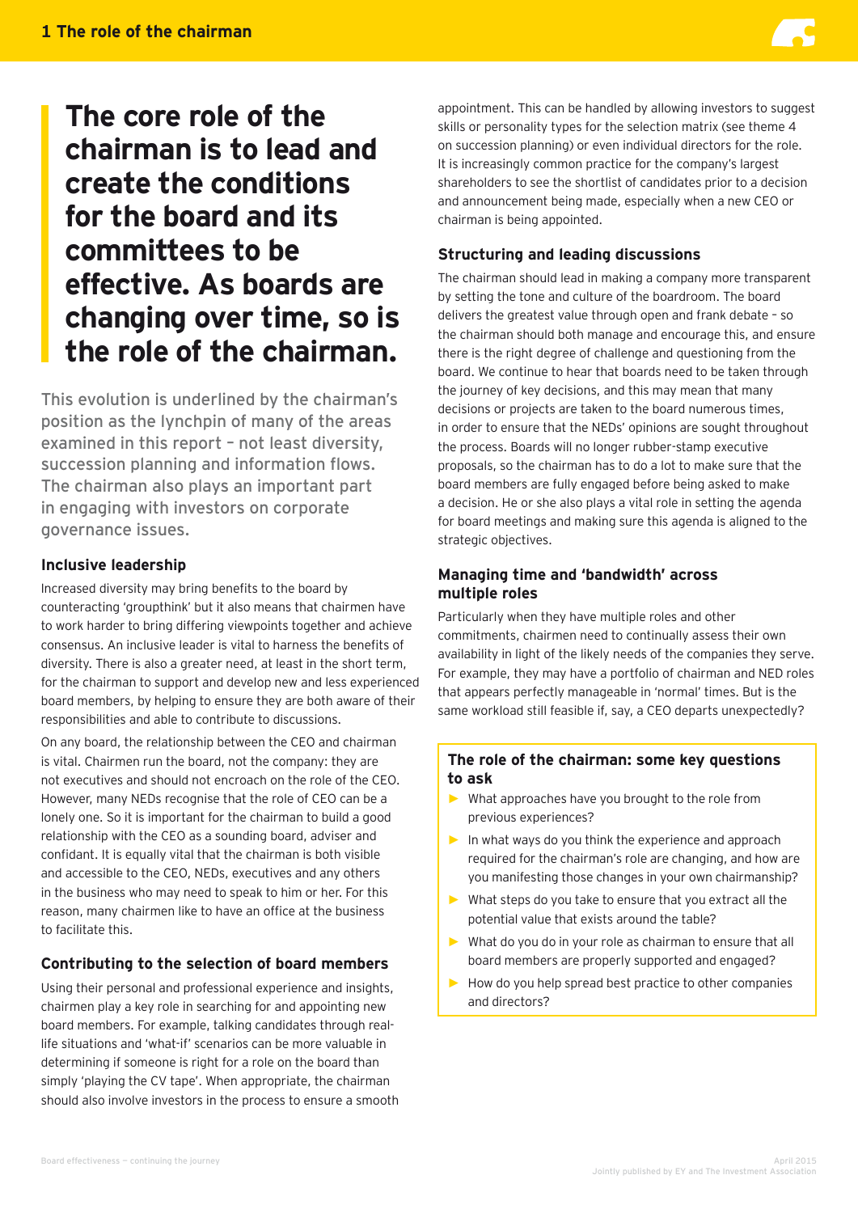# The core role of the chairman is to lead and create the conditions for the board and its committees to be effective. As boards are changing over time, so is the role of the chairman.

This evolution is underlined by the chairman's position as the lynchpin of many of the areas examined in this report – not least diversity, succession planning and information flows. The chairman also plays an important part in engaging with investors on corporate governance issues.

### Inclusive leadership

Increased diversity may bring benefits to the board by counteracting 'groupthink' but it also means that chairmen have to work harder to bring differing viewpoints together and achieve consensus. An inclusive leader is vital to harness the benefits of diversity. There is also a greater need, at least in the short term, for the chairman to support and develop new and less experienced board members, by helping to ensure they are both aware of their responsibilities and able to contribute to discussions.

On any board, the relationship between the CEO and chairman is vital. Chairmen run the board, not the company: they are not executives and should not encroach on the role of the CEO. However, many NEDs recognise that the role of CEO can be a lonely one. So it is important for the chairman to build a good relationship with the CEO as a sounding board, adviser and confidant. It is equally vital that the chairman is both visible and accessible to the CEO, NEDs, executives and any others in the business who may need to speak to him or her. For this reason, many chairmen like to have an office at the business to facilitate this.

### Contributing to the selection of board members

Using their personal and professional experience and insights, chairmen play a key role in searching for and appointing new board members. For example, talking candidates through real-life situations and 'what-if' scenarios can be more valuable in determining if someone is right for a role on the board than simply 'playing the CV tape'. When appropriate, the chairman should also involve investors in the process to ensure a smooth appointment. This can be handled by allowing investors to suggest skills or personality types for the selection matrix (see theme 4 on succession planning) or even individual directors for the role. It is increasingly common practice for the company's largest shareholders to see the shortlist of candidates prior to a decision and announcement being made, especially when a new CEO or chairman is being appointed.

### Structuring and leading discussions

The chairman should lead in making a company more transparent by setting the tone and culture of the boardroom. The board delivers the greatest value through open and frank debate – so the chairman should both manage and encourage this, and ensure there is the right degree of challenge and questioning from the board. We continue to hear that boards need to be taken through the journey of key decisions, and this may mean that many decisions or projects are taken to the board numerous times, in order to ensure that the NEDs' opinions are sought throughout the process. Boards will no longer rubber-stamp executive proposals, so the chairman has to do a lot to make sure that the board members are fully engaged before being asked to make a decision. He or she also plays a vital role in setting the agenda for board meetings and making sure this agenda is aligned to the strategic objectives.

### Managing time and 'bandwidth' across multiple roles

Particularly when they have multiple roles and other commitments, chairmen need to continually assess their own availability in light of the likely needs of the companies they serve. For example, they may have a portfolio of chairman and NED roles that appears perfectly manageable in 'normal' times. But is the same workload still feasible if, say, a CEO departs unexpectedly?

### The role of the chairman: some key questions to ask

- What approaches have you brought to the role from previous experiences?
- In what ways do you think the experience and approach required for the chairman's role are changing, and how are you manifesting those changes in your own chairmanship?
- What steps do you take to ensure that you extract all the potential value that exists around the table?
- What do you do in your role as chairman to ensure that all board members are properly supported and engaged?
- How do you help spread best practice to other companies and directors?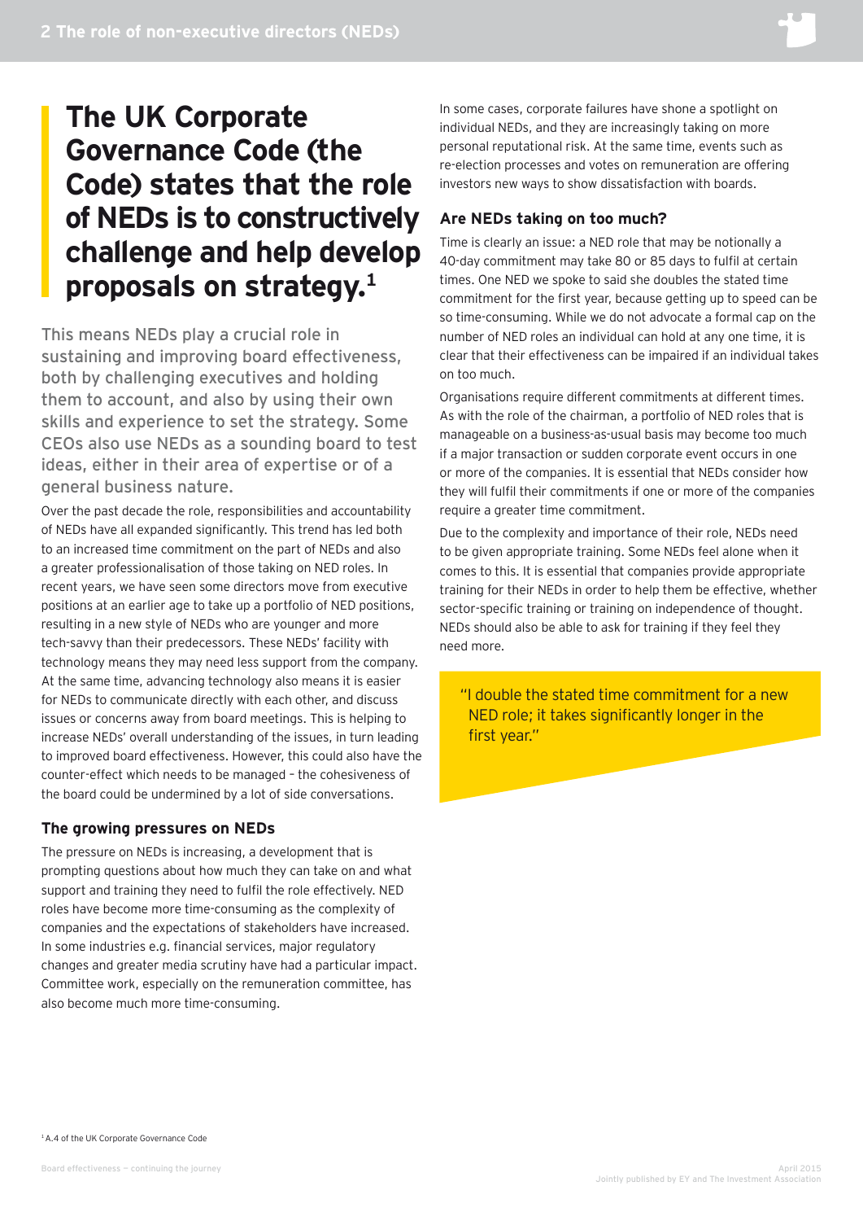# The UK Corporate Governance Code (the Code) states that the role of NEDs is to constructively challenge and help develop proposals on strategy.[1]

This means NEDs play a crucial role in sustaining and improving board effectiveness, both by challenging executives and holding them to account, and also by using their own skills and experience to set the strategy. Some CEOs also use NEDs as a sounding board to test ideas, either in their area of expertise or of a general business nature.

Over the past decade the role, responsibilities and accountability of NEDs have all expanded significantly. This trend has led both to an increased time commitment on the part of NEDs and also a greater professionalisation of those taking on NED roles. In recent years, we have seen some directors move from executive positions at an earlier age to take up a portfolio of NED positions, resulting in a new style of NEDs who are younger and more tech-savvy than their predecessors. These NEDs' facility with technology means they may need less support from the company. At the same time, advancing technology also means it is easier for NEDs to communicate directly with each other, and discuss issues or concerns away from board meetings. This is helping to increase NEDs' overall understanding of the issues, in turn leading to improved board effectiveness. However, this could also have the counter-effect which needs to be managed – the cohesiveness of the board could be undermined by a lot of side conversations.

### The growing pressures on NEDs

The pressure on NEDs is increasing, a development that is prompting questions about how much they can take on and what support and training they need to fulfil the role effectively. NED roles have become more time-consuming as the complexity of companies and the expectations of stakeholders have increased. In some industries e.g. financial services, major regulatory changes and greater media scrutiny have had a particular impact. Committee work, especially on the remuneration committee, has also become much more time-consuming.

In some cases, corporate failures have shone a spotlight on individual NEDs, and they are increasingly taking on more personal reputational risk. At the same time, events such as re-election processes and votes on remuneration are offering investors new ways to show dissatisfaction with boards.

### Are NEDs taking on too much?

Time is clearly an issue: a NED role that may be notionally a 40-day commitment may take 80 or 85 days to fulfil at certain times. One NED we spoke to said she doubles the stated time commitment for the first year, because getting up to speed can be so time-consuming. While we do not advocate a formal cap on the number of NED roles an individual can hold at any one time, it is clear that their effectiveness can be impaired if an individual takes on too much.

Organisations require different commitments at different times. As with the role of the chairman, a portfolio of NED roles that is manageable on a business-as-usual basis may become too much if a major transaction or sudden corporate event occurs in one or more of the companies. It is essential that NEDs consider how they will fulfil their commitments if one or more of the companies require a greater time commitment.

Due to the complexity and importance of their role, NEDs need to be given appropriate training. Some NEDs feel alone when it comes to this. It is essential that companies provide appropriate training for their NEDs in order to help them be effective, whether sector-specific training or training on independence of thought. NEDs should also be able to ask for training if they feel they need more.

> "I double the stated time commitment for a new NED role; it takes significantly longer in the first year."

[1] A.4 of the UK Corporate Governance Code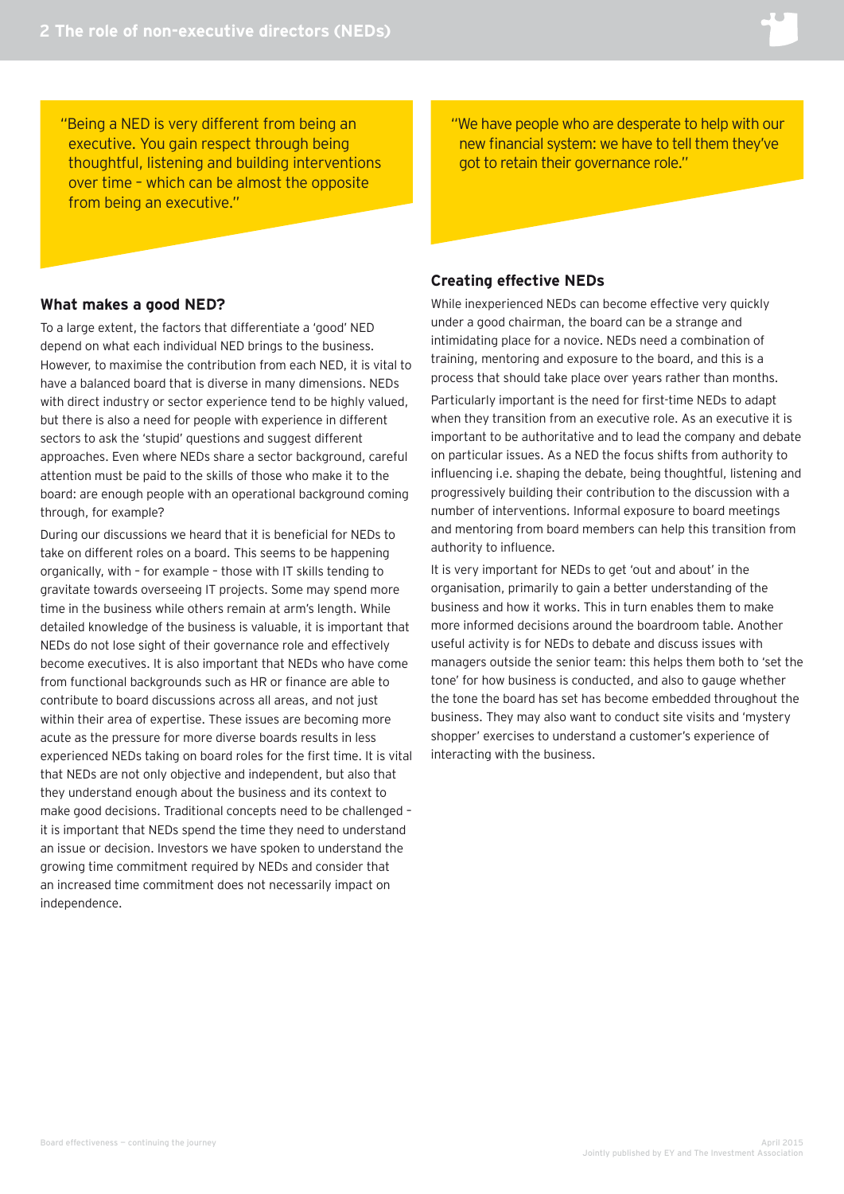> "Being a NED is very different from being an executive. You gain respect through being thoughtful, listening and building interventions over time – which can be almost the opposite from being an executive."

### What makes a good NED?

To a large extent, the factors that differentiate a 'good' NED depend on what each individual NED brings to the business. However, to maximise the contribution from each NED, it is vital to have a balanced board that is diverse in many dimensions. NEDs with direct industry or sector experience tend to be highly valued, but there is also a need for people with experience in different sectors to ask the 'stupid' questions and suggest different approaches. Even where NEDs share a sector background, careful attention must be paid to the skills of those who make it to the board: are enough people with an operational background coming through, for example?

During our discussions we heard that it is beneficial for NEDs to take on different roles on a board. This seems to be happening organically, with – for example – those with IT skills tending to gravitate towards overseeing IT projects. Some may spend more time in the business while others remain at arm's length. While detailed knowledge of the business is valuable, it is important that NEDs do not lose sight of their governance role and effectively become executives. It is also important that NEDs who have come from functional backgrounds such as HR or finance are able to contribute to board discussions across all areas, and not just within their area of expertise. These issues are becoming more acute as the pressure for more diverse boards results in less experienced NEDs taking on board roles for the first time. It is vital that NEDs are not only objective and independent, but also that they understand enough about the business and its context to make good decisions. Traditional concepts need to be challenged – it is important that NEDs spend the time they need to understand an issue or decision. Investors we have spoken to understand the growing time commitment required by NEDs and consider that an increased time commitment does not necessarily impact on independence.

> "We have people who are desperate to help with our new financial system: we have to tell them they've got to retain their governance role."

### Creating effective NEDs

While inexperienced NEDs can become effective very quickly under a good chairman, the board can be a strange and intimidating place for a novice. NEDs need a combination of training, mentoring and exposure to the board, and this is a process that should take place over years rather than months.

Particularly important is the need for first-time NEDs to adapt when they transition from an executive role. As an executive it is important to be authoritative and to lead the company and debate on particular issues. As a NED the focus shifts from authority to influencing i.e. shaping the debate, being thoughtful, listening and progressively building their contribution to the discussion with a number of interventions. Informal exposure to board meetings and mentoring from board members can help this transition from authority to influence.

It is very important for NEDs to get 'out and about' in the organisation, primarily to gain a better understanding of the business and how it works. This in turn enables them to make more informed decisions around the boardroom table. Another useful activity is for NEDs to debate and discuss issues with managers outside the senior team: this helps them both to 'set the tone' for how business is conducted, and also to gauge whether the tone the board has set has become embedded throughout the business. They may also want to conduct site visits and 'mystery shopper' exercises to understand a customer's experience of interacting with the business.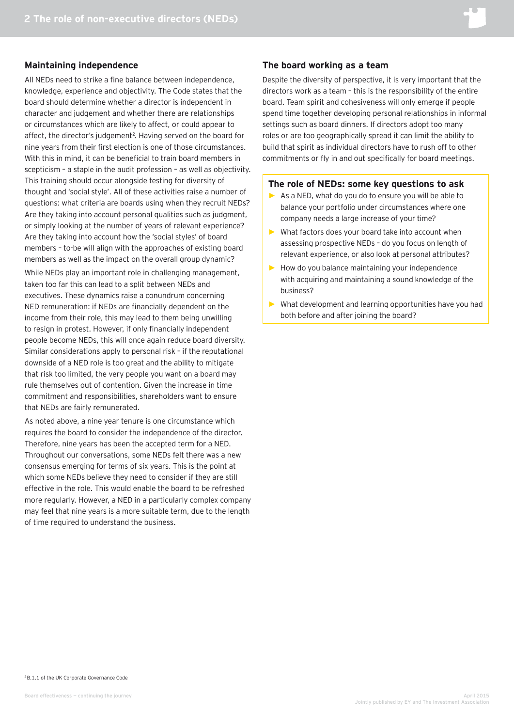## Maintaining independence

All NEDs need to strike a fine balance between independence, knowledge, experience and objectivity. The Code states that the board should determine whether a director is independent in character and judgement and whether there are relationships or circumstances which are likely to affect, or could appear to affect, the director's judgement[2]. Having served on the board for nine years from their first election is one of those circumstances. With this in mind, it can be beneficial to train board members in scepticism – a staple in the audit profession – as well as objectivity. This training should occur alongside testing for diversity of thought and 'social style'. All of these activities raise a number of questions: what criteria are boards using when they recruit NEDs? Are they taking into account personal qualities such as judgment, or simply looking at the number of years of relevant experience? Are they taking into account how the 'social styles' of board members – to-be will align with the approaches of existing board members as well as the impact on the overall group dynamic?

While NEDs play an important role in challenging management, taken too far this can lead to a split between NEDs and executives. These dynamics raise a conundrum concerning NED remuneration: if NEDs are financially dependent on the income from their role, this may lead to them being unwilling to resign in protest. However, if only financially independent people become NEDs, this will once again reduce board diversity. Similar considerations apply to personal risk – if the reputational downside of a NED role is too great and the ability to mitigate that risk too limited, the very people you want on a board may rule themselves out of contention. Given the increase in time commitment and responsibilities, shareholders want to ensure that NEDs are fairly remunerated.

As noted above, a nine year tenure is one circumstance which requires the board to consider the independence of the director. Therefore, nine years has been the accepted term for a NED. Throughout our conversations, some NEDs felt there was a new consensus emerging for terms of six years. This is the point at which some NEDs believe they need to consider if they are still effective in the role. This would enable the board to be refreshed more regularly. However, a NED in a particularly complex company may feel that nine years is a more suitable term, due to the length of time required to understand the business.

## The board working as a team

Despite the diversity of perspective, it is very important that the directors work as a team – this is the responsibility of the entire board. Team spirit and cohesiveness will only emerge if people spend time together developing personal relationships in informal settings such as board dinners. If directors adopt too many roles or are too geographically spread it can limit the ability to build that spirit as individual directors have to rush off to other commitments or fly in and out specifically for board meetings.

### The role of NEDs: some key questions to ask

- As a NED, what do you do to ensure you will be able to balance your portfolio under circumstances where one company needs a large increase of your time?
- What factors does your board take into account when assessing prospective NEDs – do you focus on length of relevant experience, or also look at personal attributes?
- How do you balance maintaining your independence with acquiring and maintaining a sound knowledge of the business?
- What development and learning opportunities have you had both before and after joining the board?

[2] B.1.1 of the UK Corporate Governance Code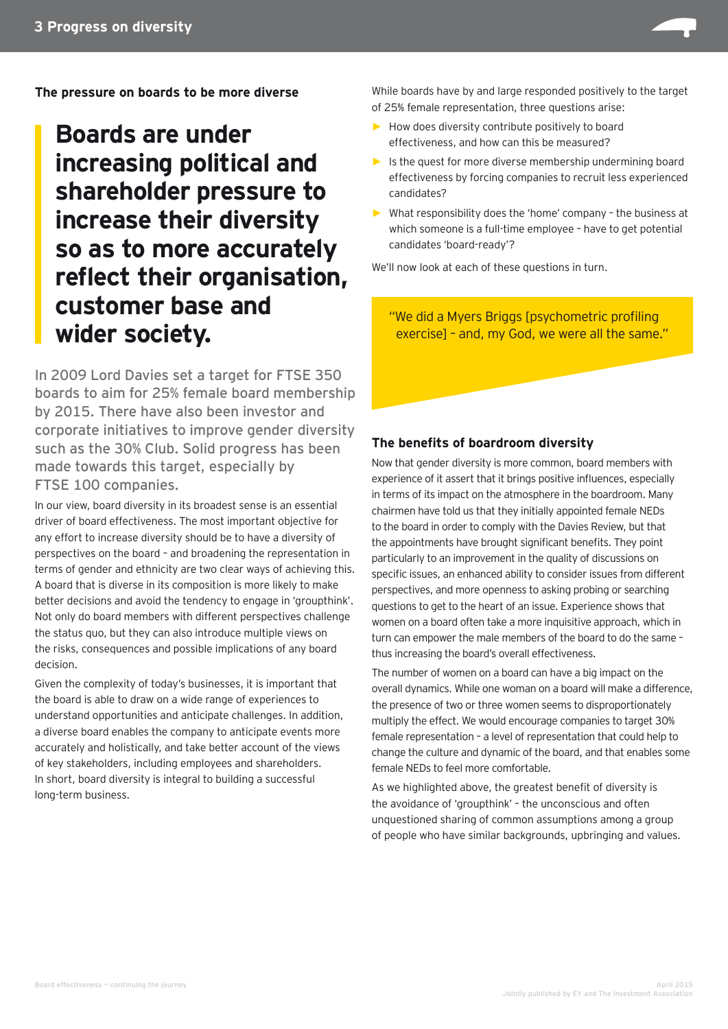**The pressure on boards to be more diverse**

## Boards are under increasing political and shareholder pressure to increase their diversity so as to more accurately reflect their organisation, customer base and wider society.

In 2009 Lord Davies set a target for FTSE 350 boards to aim for 25% female board membership by 2015. There have also been investor and corporate initiatives to improve gender diversity such as the 30% Club. Solid progress has been made towards this target, especially by FTSE 100 companies.

In our view, board diversity in its broadest sense is an essential driver of board effectiveness. The most important objective for any effort to increase diversity should be to have a diversity of perspectives on the board – and broadening the representation in terms of gender and ethnicity are two clear ways of achieving this. A board that is diverse in its composition is more likely to make better decisions and avoid the tendency to engage in 'groupthink'. Not only do board members with different perspectives challenge the status quo, but they can also introduce multiple views on the risks, consequences and possible implications of any board decision.

Given the complexity of today's businesses, it is important that the board is able to draw on a wide range of experiences to understand opportunities and anticipate challenges. In addition, a diverse board enables the company to anticipate events more accurately and holistically, and take better account of the views of key stakeholders, including employees and shareholders. In short, board diversity is integral to building a successful long-term business.

While boards have by and large responded positively to the target of 25% female representation, three questions arise:

- How does diversity contribute positively to board effectiveness, and how can this be measured?
- Is the quest for more diverse membership undermining board effectiveness by forcing companies to recruit less experienced candidates?
- What responsibility does the 'home' company – the business at which someone is a full-time employee – have to get potential candidates 'board-ready'?

We'll now look at each of these questions in turn.

> "We did a Myers Briggs [psychometric profiling exercise] – and, my God, we were all the same."

### The benefits of boardroom diversity

Now that gender diversity is more common, board members with experience of it assert that it brings positive influences, especially in terms of its impact on the atmosphere in the boardroom. Many chairmen have told us that they initially appointed female NEDs to the board in order to comply with the Davies Review, but that the appointments have brought significant benefits. They point particularly to an improvement in the quality of discussions on specific issues, an enhanced ability to consider issues from different perspectives, and more openness to asking probing or searching questions to get to the heart of an issue. Experience shows that women on a board often take a more inquisitive approach, which in turn can empower the male members of the board to do the same – thus increasing the board's overall effectiveness.

The number of women on a board can have a big impact on the overall dynamics. While one woman on a board will make a difference, the presence of two or three women seems to disproportionately multiply the effect. We would encourage companies to target 30% female representation – a level of representation that could help to change the culture and dynamic of the board, and that enables some female NEDs to feel more comfortable.

As we highlighted above, the greatest benefit of diversity is the avoidance of 'groupthink' – the unconscious and often unquestioned sharing of common assumptions among a group of people who have similar backgrounds, upbringing and values.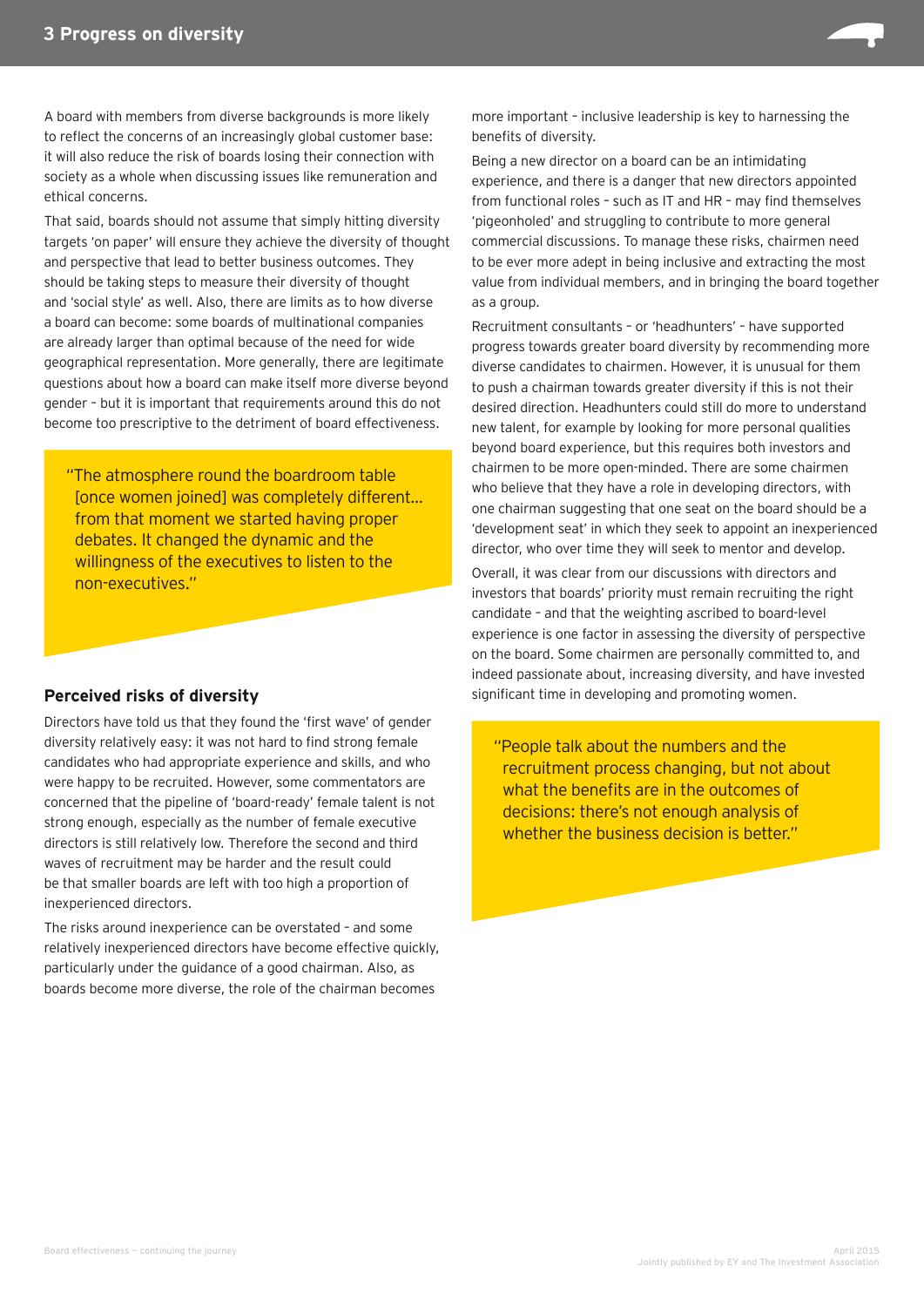A board with members from diverse backgrounds is more likely to reflect the concerns of an increasingly global customer base: it will also reduce the risk of boards losing their connection with society as a whole when discussing issues like remuneration and ethical concerns.

That said, boards should not assume that simply hitting diversity targets 'on paper' will ensure they achieve the diversity of thought and perspective that lead to better business outcomes. They should be taking steps to measure their diversity of thought and 'social style' as well. Also, there are limits as to how diverse a board can become: some boards of multinational companies are already larger than optimal because of the need for wide geographical representation. More generally, there are legitimate questions about how a board can make itself more diverse beyond gender – but it is important that requirements around this do not become too prescriptive to the detriment of board effectiveness.

> "The atmosphere round the boardroom table [once women joined] was completely different... from that moment we started having proper debates. It changed the dynamic and the willingness of the executives to listen to the non-executives."

## Perceived risks of diversity

Directors have told us that they found the 'first wave' of gender diversity relatively easy: it was not hard to find strong female candidates who had appropriate experience and skills, and who were happy to be recruited. However, some commentators are concerned that the pipeline of 'board-ready' female talent is not strong enough, especially as the number of female executive directors is still relatively low. Therefore the second and third waves of recruitment may be harder and the result could be that smaller boards are left with too high a proportion of inexperienced directors.

The risks around inexperience can be overstated – and some relatively inexperienced directors have become effective quickly, particularly under the guidance of a good chairman. Also, as boards become more diverse, the role of the chairman becomes more important – inclusive leadership is key to harnessing the benefits of diversity.

Being a new director on a board can be an intimidating experience, and there is a danger that new directors appointed from functional roles – such as IT and HR – may find themselves 'pigeonholed' and struggling to contribute to more general commercial discussions. To manage these risks, chairmen need to be ever more adept in being inclusive and extracting the most value from individual members, and in bringing the board together as a group.

Recruitment consultants – or 'headhunters' – have supported progress towards greater board diversity by recommending more diverse candidates to chairmen. However, it is unusual for them to push a chairman towards greater diversity if this is not their desired direction. Headhunters could still do more to understand new talent, for example by looking for more personal qualities beyond board experience, but this requires both investors and chairmen to be more open-minded. There are some chairmen who believe that they have a role in developing directors, with one chairman suggesting that one seat on the board should be a 'development seat' in which they seek to appoint an inexperienced director, who over time they will seek to mentor and develop.

Overall, it was clear from our discussions with directors and investors that boards' priority must remain recruiting the right candidate – and that the weighting ascribed to board-level experience is one factor in assessing the diversity of perspective on the board. Some chairmen are personally committed to, and indeed passionate about, increasing diversity, and have invested significant time in developing and promoting women.

> "People talk about the numbers and the recruitment process changing, but not about what the benefits are in the outcomes of decisions: there's not enough analysis of whether the business decision is better."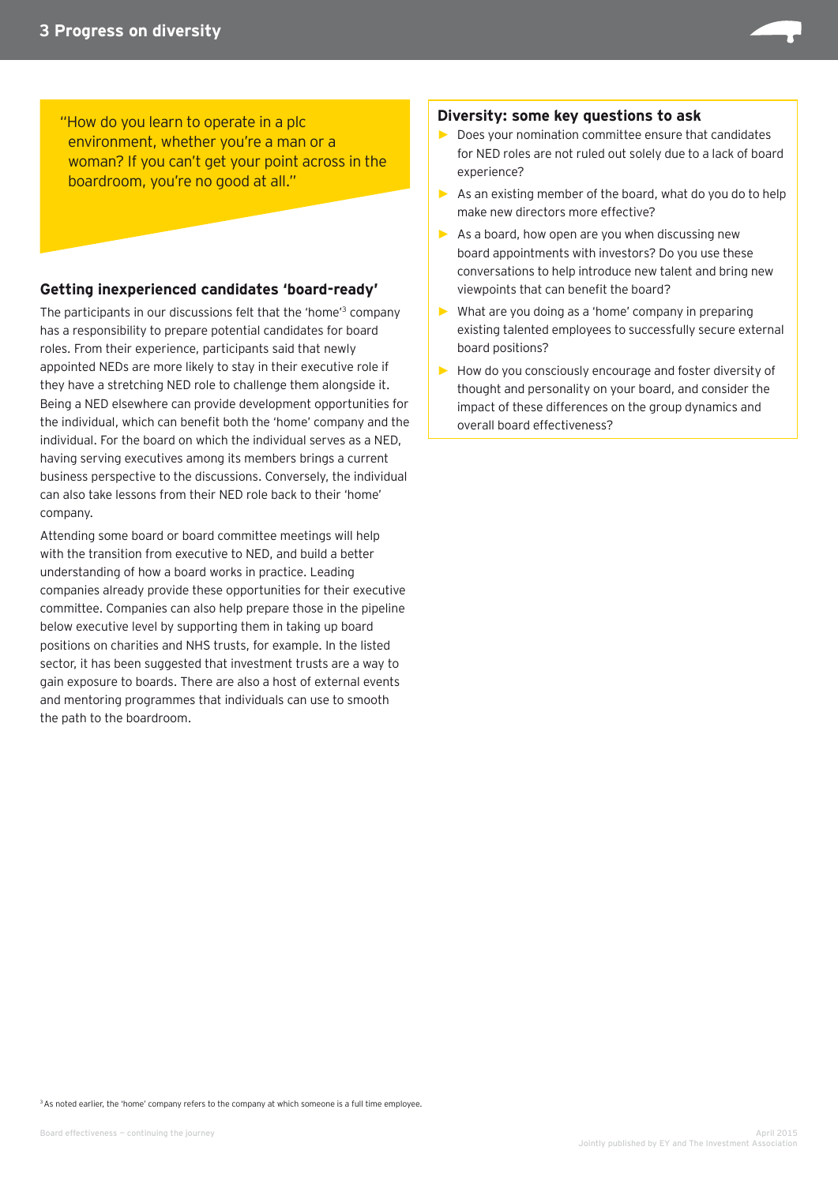"How do you learn to operate in a plc environment, whether you're a man or a woman? If you can't get your point across in the boardroom, you're no good at all."

### Getting inexperienced candidates 'board-ready'

The participants in our discussions felt that the 'home'[3] company has a responsibility to prepare potential candidates for board roles. From their experience, participants said that newly appointed NEDs are more likely to stay in their executive role if they have a stretching NED role to challenge them alongside it. Being a NED elsewhere can provide development opportunities for the individual, which can benefit both the 'home' company and the individual. For the board on which the individual serves as a NED, having serving executives among its members brings a current business perspective to the discussions. Conversely, the individual can also take lessons from their NED role back to their 'home' company.

Attending some board or board committee meetings will help with the transition from executive to NED, and build a better understanding of how a board works in practice. Leading companies already provide these opportunities for their executive committee. Companies can also help prepare those in the pipeline below executive level by supporting them in taking up board positions on charities and NHS trusts, for example. In the listed sector, it has been suggested that investment trusts are a way to gain exposure to boards. There are also a host of external events and mentoring programmes that individuals can use to smooth the path to the boardroom.

### Diversity: some key questions to ask

- Does your nomination committee ensure that candidates for NED roles are not ruled out solely due to a lack of board experience?
- As an existing member of the board, what do you do to help make new directors more effective?
- As a board, how open are you when discussing new board appointments with investors? Do you use these conversations to help introduce new talent and bring new viewpoints that can benefit the board?
- What are you doing as a 'home' company in preparing existing talented employees to successfully secure external board positions?
- How do you consciously encourage and foster diversity of thought and personality on your board, and consider the impact of these differences on the group dynamics and overall board effectiveness?

[3] As noted earlier, the 'home' company refers to the company at which someone is a full time employee.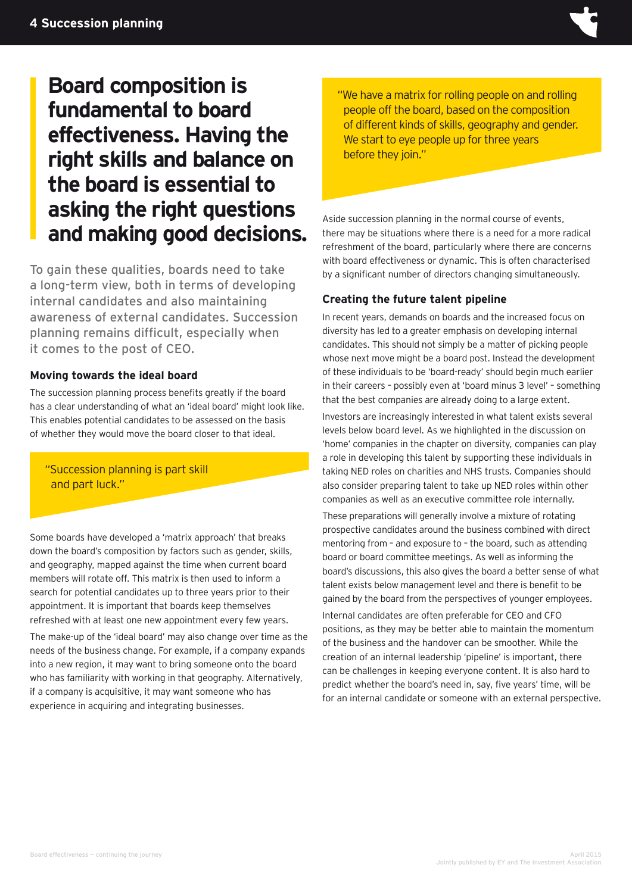## Board composition is fundamental to board effectiveness. Having the right skills and balance on the board is essential to asking the right questions and making good decisions.

To gain these qualities, boards need to take a long-term view, both in terms of developing internal candidates and also maintaining awareness of external candidates. Succession planning remains difficult, especially when it comes to the post of CEO.

### Moving towards the ideal board

The succession planning process benefits greatly if the board has a clear understanding of what an 'ideal board' might look like. This enables potential candidates to be assessed on the basis of whether they would move the board closer to that ideal.

> "Succession planning is part skill and part luck."

Some boards have developed a 'matrix approach' that breaks down the board's composition by factors such as gender, skills, and geography, mapped against the time when current board members will rotate off. This matrix is then used to inform a search for potential candidates up to three years prior to their appointment. It is important that boards keep themselves refreshed with at least one new appointment every few years.

The make-up of the 'ideal board' may also change over time as the needs of the business change. For example, if a company expands into a new region, it may want to bring someone onto the board who has familiarity with working in that geography. Alternatively, if a company is acquisitive, it may want someone who has experience in acquiring and integrating businesses.

> "We have a matrix for rolling people on and rolling people off the board, based on the composition of different kinds of skills, geography and gender. We start to eye people up for three years before they join."

Aside succession planning in the normal course of events, there may be situations where there is a need for a more radical refreshment of the board, particularly where there are concerns with board effectiveness or dynamic. This is often characterised by a significant number of directors changing simultaneously.

### Creating the future talent pipeline

In recent years, demands on boards and the increased focus on diversity has led to a greater emphasis on developing internal candidates. This should not simply be a matter of picking people whose next move might be a board post. Instead the development of these individuals to be 'board-ready' should begin much earlier in their careers – possibly even at 'board minus 3 level' – something that the best companies are already doing to a large extent.

Investors are increasingly interested in what talent exists several levels below board level. As we highlighted in the discussion on 'home' companies in the chapter on diversity, companies can play a role in developing this talent by supporting these individuals in taking NED roles on charities and NHS trusts. Companies should also consider preparing talent to take up NED roles within other companies as well as an executive committee role internally.

These preparations will generally involve a mixture of rotating prospective candidates around the business combined with direct mentoring from – and exposure to – the board, such as attending board or board committee meetings. As well as informing the board's discussions, this also gives the board a better sense of what talent exists below management level and there is benefit to be gained by the board from the perspectives of younger employees.

Internal candidates are often preferable for CEO and CFO positions, as they may be better able to maintain the momentum of the business and the handover can be smoother. While the creation of an internal leadership 'pipeline' is important, there can be challenges in keeping everyone content. It is also hard to predict whether the board's need in, say, five years' time, will be for an internal candidate or someone with an external perspective.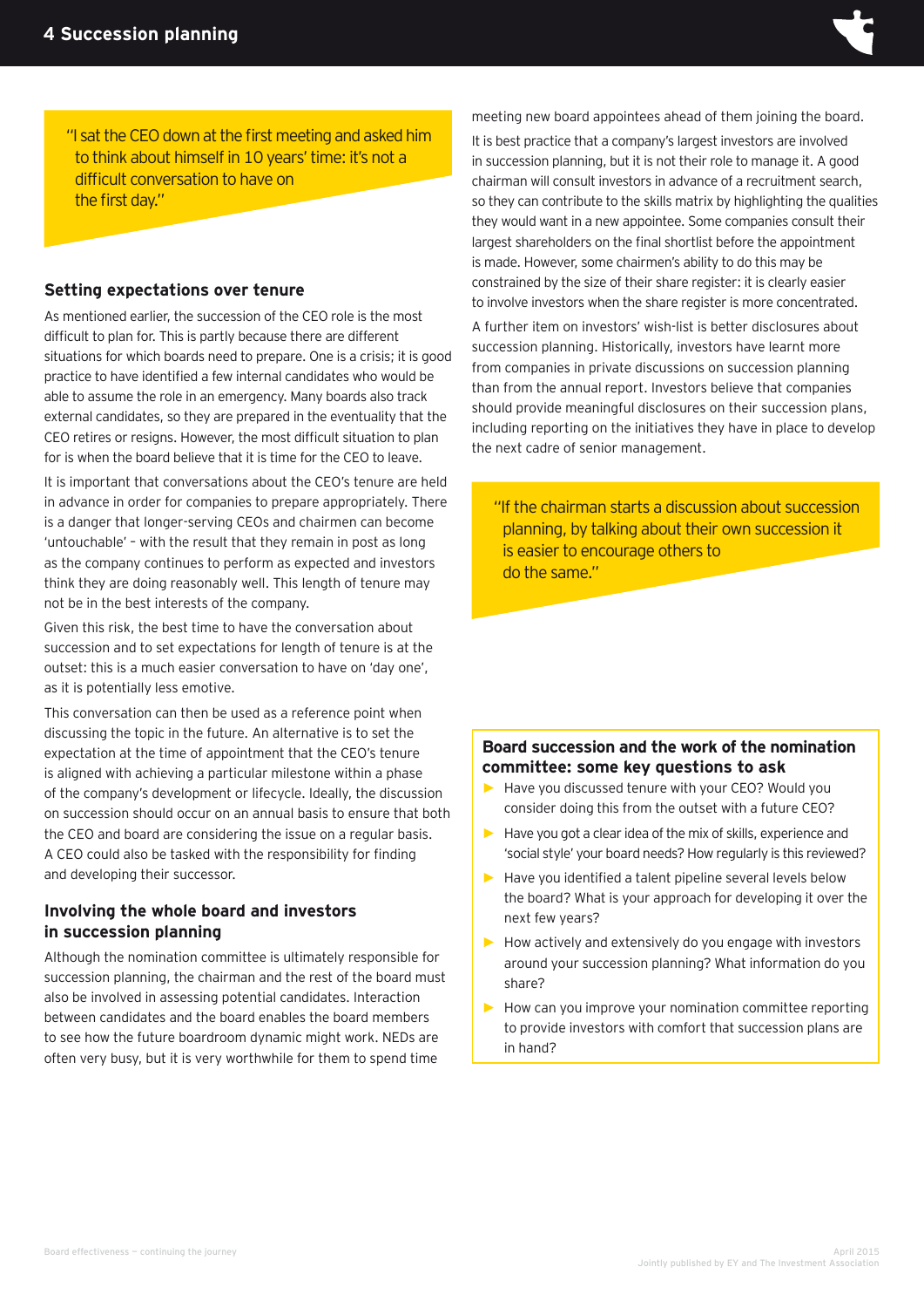"I sat the CEO down at the first meeting and asked him to think about himself in 10 years' time: it's not a difficult conversation to have on the first day."

### Setting expectations over tenure

As mentioned earlier, the succession of the CEO role is the most difficult to plan for. This is partly because there are different situations for which boards need to prepare. One is a crisis; it is good practice to have identified a few internal candidates who would be able to assume the role in an emergency. Many boards also track external candidates, so they are prepared in the eventuality that the CEO retires or resigns. However, the most difficult situation to plan for is when the board believe that it is time for the CEO to leave.

It is important that conversations about the CEO's tenure are held in advance in order for companies to prepare appropriately. There is a danger that longer-serving CEOs and chairmen can become 'untouchable' – with the result that they remain in post as long as the company continues to perform as expected and investors think they are doing reasonably well. This length of tenure may not be in the best interests of the company.

Given this risk, the best time to have the conversation about succession and to set expectations for length of tenure is at the outset: this is a much easier conversation to have on 'day one', as it is potentially less emotive.

This conversation can then be used as a reference point when discussing the topic in the future. An alternative is to set the expectation at the time of appointment that the CEO's tenure is aligned with achieving a particular milestone within a phase of the company's development or lifecycle. Ideally, the discussion on succession should occur on an annual basis to ensure that both the CEO and board are considering the issue on a regular basis. A CEO could also be tasked with the responsibility for finding and developing their successor.

### Involving the whole board and investors in succession planning

Although the nomination committee is ultimately responsible for succession planning, the chairman and the rest of the board must also be involved in assessing potential candidates. Interaction between candidates and the board enables the board members to see how the future boardroom dynamic might work. NEDs are often very busy, but it is very worthwhile for them to spend time meeting new board appointees ahead of them joining the board.

It is best practice that a company's largest investors are involved in succession planning, but it is not their role to manage it. A good chairman will consult investors in advance of a recruitment search, so they can contribute to the skills matrix by highlighting the qualities they would want in a new appointee. Some companies consult their largest shareholders on the final shortlist before the appointment is made. However, some chairmen's ability to do this may be constrained by the size of their share register: it is clearly easier to involve investors when the share register is more concentrated.

A further item on investors' wish-list is better disclosures about succession planning. Historically, investors have learnt more from companies in private discussions on succession planning than from the annual report. Investors believe that companies should provide meaningful disclosures on their succession plans, including reporting on the initiatives they have in place to develop the next cadre of senior management.

"If the chairman starts a discussion about succession planning, by talking about their own succession it is easier to encourage others to do the same."

**Board succession and the work of the nomination committee: some key questions to ask**

- Have you discussed tenure with your CEO? Would you consider doing this from the outset with a future CEO?
- Have you got a clear idea of the mix of skills, experience and 'social style' your board needs? How regularly is this reviewed?
- Have you identified a talent pipeline several levels below the board? What is your approach for developing it over the next few years?
- How actively and extensively do you engage with investors around your succession planning? What information do you share?
- How can you improve your nomination committee reporting to provide investors with comfort that succession plans are in hand?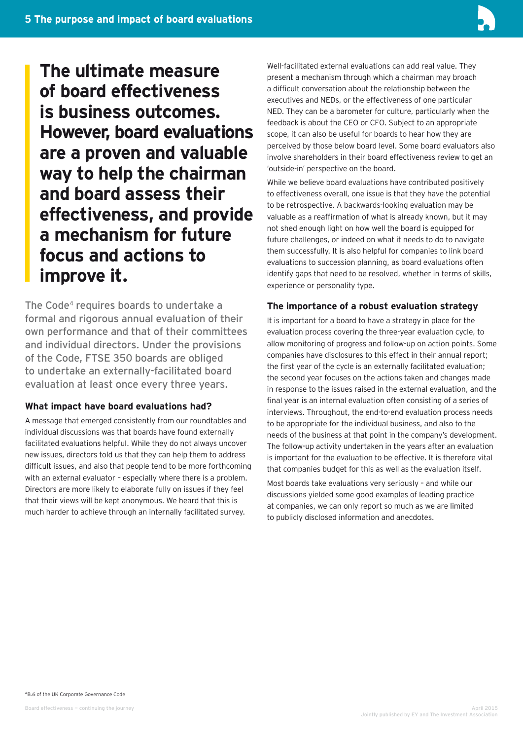## 5 The purpose and impact of board evaluations

**The ultimate measure of board effectiveness is business outcomes. However, board evaluations are a proven and valuable way to help the chairman and board assess their effectiveness, and provide a mechanism for future focus and actions to improve it.**

The Code[4] requires boards to undertake a formal and rigorous annual evaluation of their own performance and that of their committees and individual directors. Under the provisions of the Code, FTSE 350 boards are obliged to undertake an externally-facilitated board evaluation at least once every three years.

### What impact have board evaluations had?

A message that emerged consistently from our roundtables and individual discussions was that boards have found externally facilitated evaluations helpful. While they do not always uncover new issues, directors told us that they can help them to address difficult issues, and also that people tend to be more forthcoming with an external evaluator – especially where there is a problem. Directors are more likely to elaborate fully on issues if they feel that their views will be kept anonymous. We heard that this is much harder to achieve through an internally facilitated survey.

Well-facilitated external evaluations can add real value. They present a mechanism through which a chairman may broach a difficult conversation about the relationship between the executives and NEDs, or the effectiveness of one particular NED. They can be a barometer for culture, particularly when the feedback is about the CEO or CFO. Subject to an appropriate scope, it can also be useful for boards to hear how they are perceived by those below board level. Some board evaluators also involve shareholders in their board effectiveness review to get an 'outside-in' perspective on the board.

While we believe board evaluations have contributed positively to effectiveness overall, one issue is that they have the potential to be retrospective. A backwards-looking evaluation may be valuable as a reaffirmation of what is already known, but it may not shed enough light on how well the board is equipped for future challenges, or indeed on what it needs to do to navigate them successfully. It is also helpful for companies to link board evaluations to succession planning, as board evaluations often identify gaps that need to be resolved, whether in terms of skills, experience or personality type.

### The importance of a robust evaluation strategy

It is important for a board to have a strategy in place for the evaluation process covering the three-year evaluation cycle, to allow monitoring of progress and follow-up on action points. Some companies have disclosures to this effect in their annual report; the first year of the cycle is an externally facilitated evaluation; the second year focuses on the actions taken and changes made in response to the issues raised in the external evaluation, and the final year is an internal evaluation often consisting of a series of interviews. Throughout, the end-to-end evaluation process needs to be appropriate for the individual business, and also to the needs of the business at that point in the company's development. The follow-up activity undertaken in the years after an evaluation is important for the evaluation to be effective. It is therefore vital that companies budget for this as well as the evaluation itself.

Most boards take evaluations very seriously – and while our discussions yielded some good examples of leading practice at companies, we can only report so much as we are limited to publicly disclosed information and anecdotes.

[4] B.6 of the UK Corporate Governance Code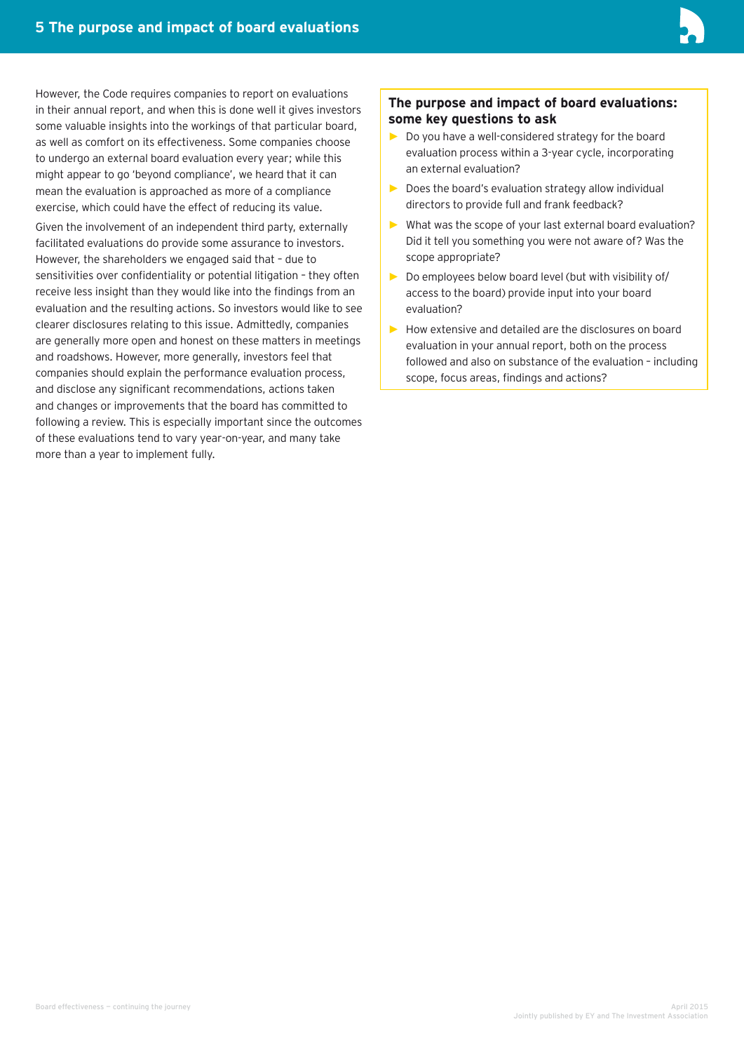However, the Code requires companies to report on evaluations in their annual report, and when this is done well it gives investors some valuable insights into the workings of that particular board, as well as comfort on its effectiveness. Some companies choose to undergo an external board evaluation every year; while this might appear to go 'beyond compliance', we heard that it can mean the evaluation is approached as more of a compliance exercise, which could have the effect of reducing its value.

Given the involvement of an independent third party, externally facilitated evaluations do provide some assurance to investors. However, the shareholders we engaged said that – due to sensitivities over confidentiality or potential litigation – they often receive less insight than they would like into the findings from an evaluation and the resulting actions. So investors would like to see clearer disclosures relating to this issue. Admittedly, companies are generally more open and honest on these matters in meetings and roadshows. However, more generally, investors feel that companies should explain the performance evaluation process, and disclose any significant recommendations, actions taken and changes or improvements that the board has committed to following a review. This is especially important since the outcomes of these evaluations tend to vary year-on-year, and many take more than a year to implement fully.

### The purpose and impact of board evaluations: some key questions to ask

- Do you have a well-considered strategy for the board evaluation process within a 3-year cycle, incorporating an external evaluation?
- Does the board's evaluation strategy allow individual directors to provide full and frank feedback?
- What was the scope of your last external board evaluation? Did it tell you something you were not aware of? Was the scope appropriate?
- Do employees below board level (but with visibility of/ access to the board) provide input into your board evaluation?
- How extensive and detailed are the disclosures on board evaluation in your annual report, both on the process followed and also on substance of the evaluation – including scope, focus areas, findings and actions?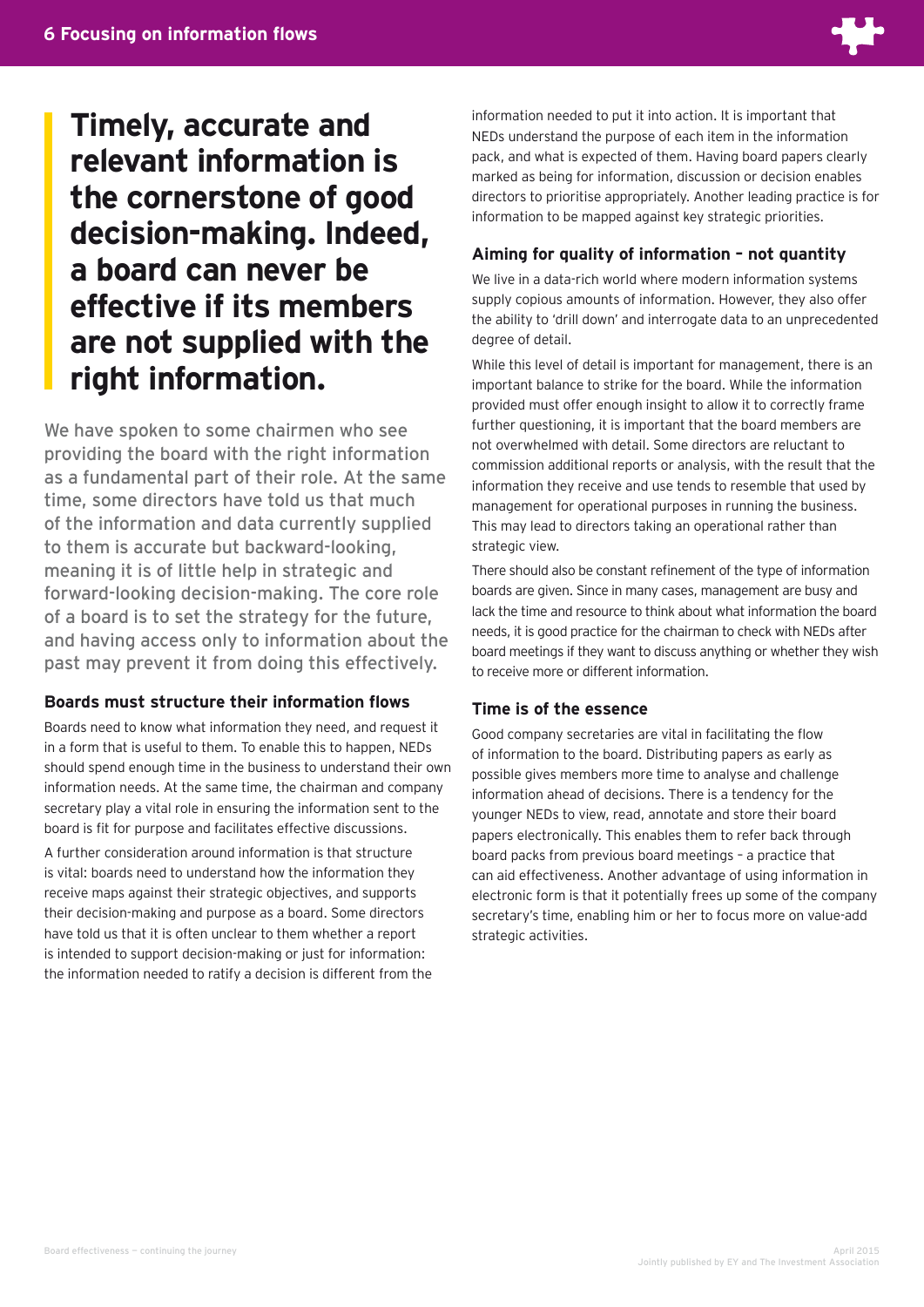## 6 Focusing on information flows

# Timely, accurate and relevant information is the cornerstone of good decision-making. Indeed, a board can never be effective if its members are not supplied with the right information.

We have spoken to some chairmen who see providing the board with the right information as a fundamental part of their role. At the same time, some directors have told us that much of the information and data currently supplied to them is accurate but backward-looking, meaning it is of little help in strategic and forward-looking decision-making. The core role of a board is to set the strategy for the future, and having access only to information about the past may prevent it from doing this effectively.

### Boards must structure their information flows

Boards need to know what information they need, and request it in a form that is useful to them. To enable this to happen, NEDs should spend enough time in the business to understand their own information needs. At the same time, the chairman and company secretary play a vital role in ensuring the information sent to the board is fit for purpose and facilitates effective discussions.

A further consideration around information is that structure is vital: boards need to understand how the information they receive maps against their strategic objectives, and supports their decision-making and purpose as a board. Some directors have told us that it is often unclear to them whether a report is intended to support decision-making or just for information: the information needed to ratify a decision is different from the information needed to put it into action. It is important that NEDs understand the purpose of each item in the information pack, and what is expected of them. Having board papers clearly marked as being for information, discussion or decision enables directors to prioritise appropriately. Another leading practice is for information to be mapped against key strategic priorities.

### Aiming for quality of information – not quantity

We live in a data-rich world where modern information systems supply copious amounts of information. However, they also offer the ability to 'drill down' and interrogate data to an unprecedented degree of detail.

While this level of detail is important for management, there is an important balance to strike for the board. While the information provided must offer enough insight to allow it to correctly frame further questioning, it is important that the board members are not overwhelmed with detail. Some directors are reluctant to commission additional reports or analysis, with the result that the information they receive and use tends to resemble that used by management for operational purposes in running the business. This may lead to directors taking an operational rather than strategic view.

There should also be constant refinement of the type of information boards are given. Since in many cases, management are busy and lack the time and resource to think about what information the board needs, it is good practice for the chairman to check with NEDs after board meetings if they want to discuss anything or whether they wish to receive more or different information.

### Time is of the essence

Good company secretaries are vital in facilitating the flow of information to the board. Distributing papers as early as possible gives members more time to analyse and challenge information ahead of decisions. There is a tendency for the younger NEDs to view, read, annotate and store their board papers electronically. This enables them to refer back through board packs from previous board meetings – a practice that can aid effectiveness. Another advantage of using information in electronic form is that it potentially frees up some of the company secretary's time, enabling him or her to focus more on value-add strategic activities.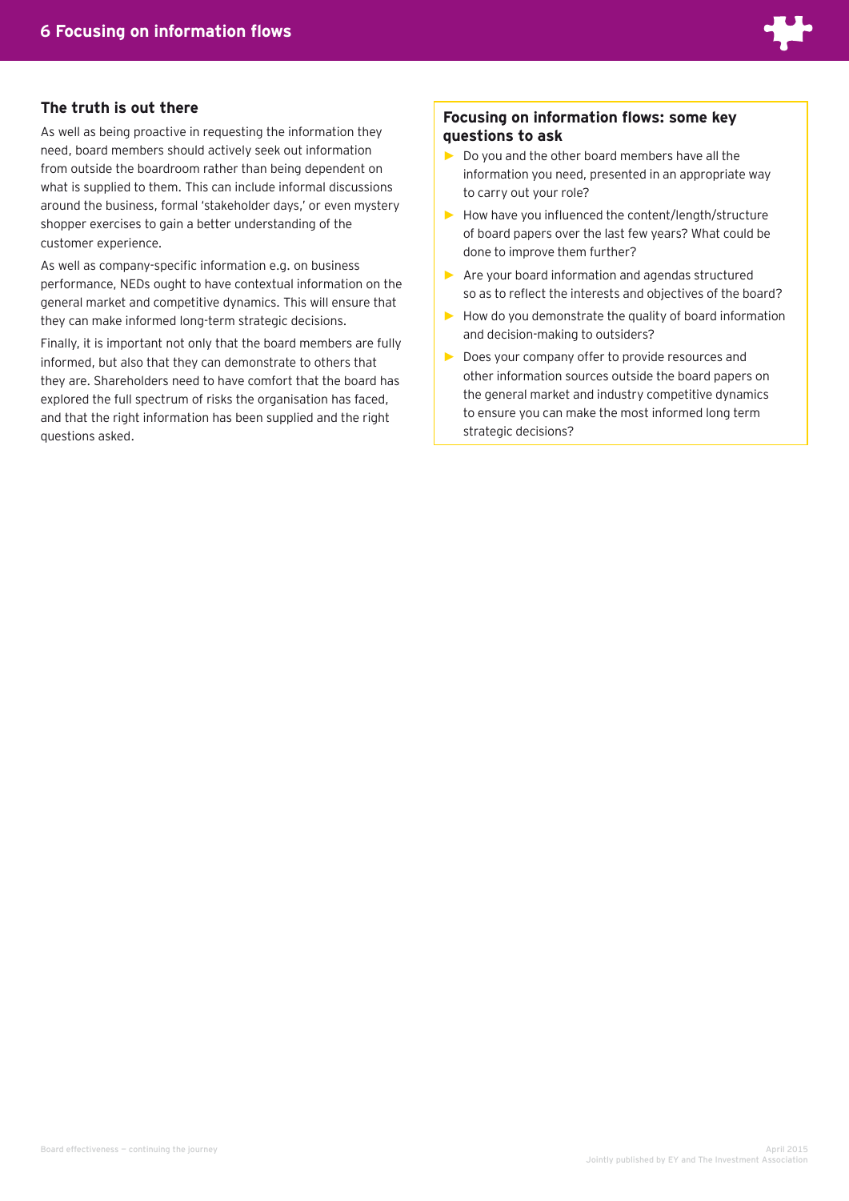# 6 Focusing on information flows

## The truth is out there

As well as being proactive in requesting the information they need, board members should actively seek out information from outside the boardroom rather than being dependent on what is supplied to them. This can include informal discussions around the business, formal 'stakeholder days,' or even mystery shopper exercises to gain a better understanding of the customer experience.

As well as company-specific information e.g. on business performance, NEDs ought to have contextual information on the general market and competitive dynamics. This will ensure that they can make informed long-term strategic decisions.

Finally, it is important not only that the board members are fully informed, but also that they can demonstrate to others that they are. Shareholders need to have comfort that the board has explored the full spectrum of risks the organisation has faced, and that the right information has been supplied and the right questions asked.

### Focusing on information flows: some key questions to ask

- Do you and the other board members have all the information you need, presented in an appropriate way to carry out your role?
- How have you influenced the content/length/structure of board papers over the last few years? What could be done to improve them further?
- Are your board information and agendas structured so as to reflect the interests and objectives of the board?
- How do you demonstrate the quality of board information and decision-making to outsiders?
- Does your company offer to provide resources and other information sources outside the board papers on the general market and industry competitive dynamics to ensure you can make the most informed long term strategic decisions?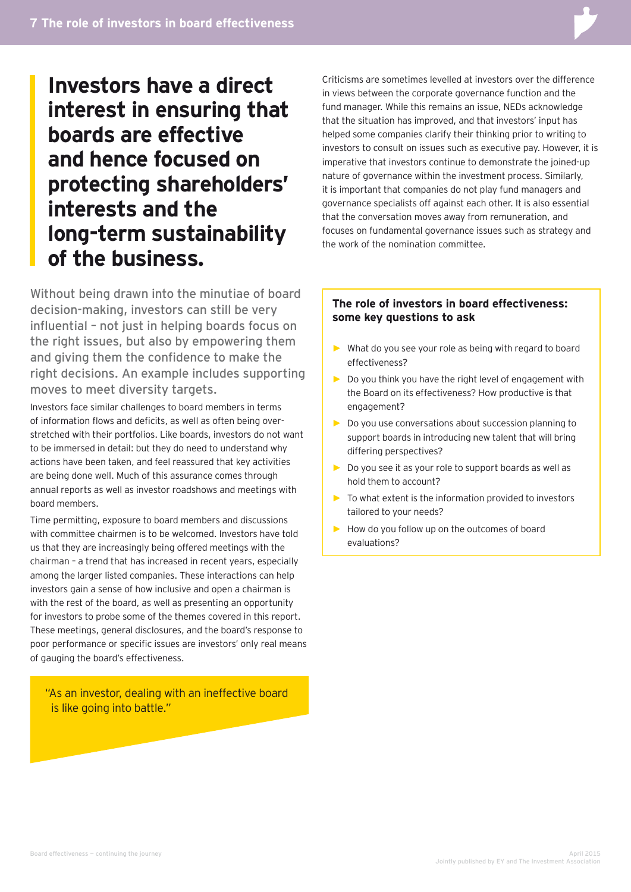# Investors have a direct interest in ensuring that boards are effective and hence focused on protecting shareholders' interests and the long-term sustainability of the business.

Without being drawn into the minutiae of board decision-making, investors can still be very influential – not just in helping boards focus on the right issues, but also by empowering them and giving them the confidence to make the right decisions. An example includes supporting moves to meet diversity targets.

Investors face similar challenges to board members in terms of information flows and deficits, as well as often being over-stretched with their portfolios. Like boards, investors do not want to be immersed in detail: but they do need to understand why actions have been taken, and feel reassured that key activities are being done well. Much of this assurance comes through annual reports as well as investor roadshows and meetings with board members.

Time permitting, exposure to board members and discussions with committee chairmen is to be welcomed. Investors have told us that they are increasingly being offered meetings with the chairman – a trend that has increased in recent years, especially among the larger listed companies. These interactions can help investors gain a sense of how inclusive and open a chairman is with the rest of the board, as well as presenting an opportunity for investors to probe some of the themes covered in this report. These meetings, general disclosures, and the board's response to poor performance or specific issues are investors' only real means of gauging the board's effectiveness.

> "As an investor, dealing with an ineffective board is like going into battle."

Criticisms are sometimes levelled at investors over the difference in views between the corporate governance function and the fund manager. While this remains an issue, NEDs acknowledge that the situation has improved, and that investors' input has helped some companies clarify their thinking prior to writing to investors to consult on issues such as executive pay. However, it is imperative that investors continue to demonstrate the joined-up nature of governance within the investment process. Similarly, it is important that companies do not play fund managers and governance specialists off against each other. It is also essential that the conversation moves away from remuneration, and focuses on fundamental governance issues such as strategy and the work of the nomination committee.

### The role of investors in board effectiveness: some key questions to ask

- What do you see your role as being with regard to board effectiveness?
- Do you think you have the right level of engagement with the Board on its effectiveness? How productive is that engagement?
- Do you use conversations about succession planning to support boards in introducing new talent that will bring differing perspectives?
- Do you see it as your role to support boards as well as hold them to account?
- To what extent is the information provided to investors tailored to your needs?
- How do you follow up on the outcomes of board evaluations?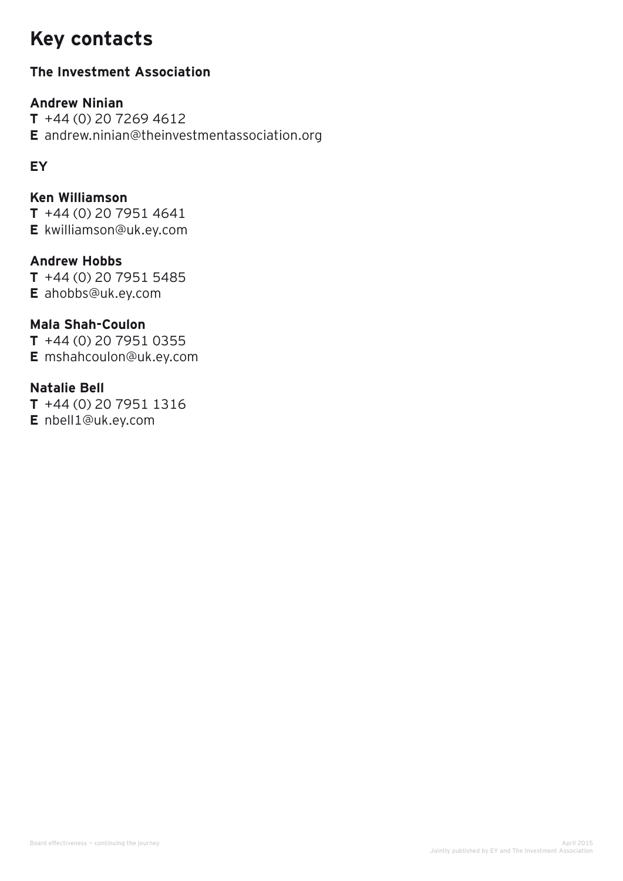# Key contacts

## The Investment Association

### Andrew Ninian

**T** +44 (0) 20 7269 4612
**E** andrew.ninian@theinvestmentassociation.org

## EY

### Ken Williamson

**T** +44 (0) 20 7951 4641
**E** kwilliamson@uk.ey.com

### Andrew Hobbs

**T** +44 (0) 20 7951 5485
**E** ahobbs@uk.ey.com

### Mala Shah-Coulon

**T** +44 (0) 20 7951 0355
**E** mshahcoulon@uk.ey.com

### Natalie Bell

**T** +44 (0) 20 7951 1316
**E** nbell1@uk.ey.com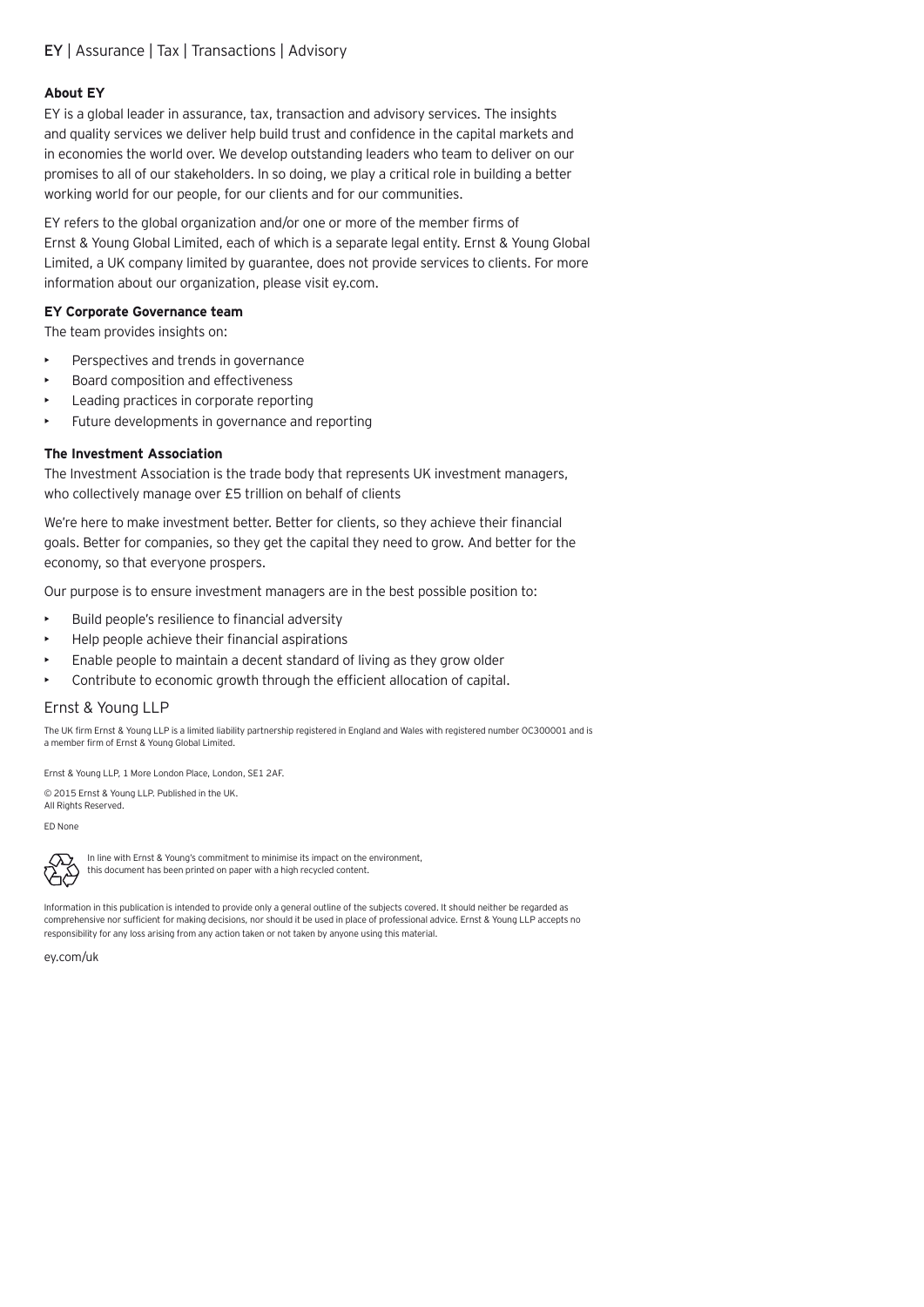EY | Assurance | Tax | Transactions | Advisory

**About EY**

EY is a global leader in assurance, tax, transaction and advisory services. The insights and quality services we deliver help build trust and confidence in the capital markets and in economies the world over. We develop outstanding leaders who team to deliver on our promises to all of our stakeholders. In so doing, we play a critical role in building a better working world for our people, for our clients and for our communities.

EY refers to the global organization and/or one or more of the member firms of Ernst & Young Global Limited, each of which is a separate legal entity. Ernst & Young Global Limited, a UK company limited by guarantee, does not provide services to clients. For more information about our organization, please visit ey.com.

**EY Corporate Governance team**

The team provides insights on:

- Perspectives and trends in governance
- Board composition and effectiveness
- Leading practices in corporate reporting
- Future developments in governance and reporting

**The Investment Association**

The Investment Association is the trade body that represents UK investment managers, who collectively manage over £5 trillion on behalf of clients

We're here to make investment better. Better for clients, so they achieve their financial goals. Better for companies, so they get the capital they need to grow. And better for the economy, so that everyone prospers.

Our purpose is to ensure investment managers are in the best possible position to:

- Build people's resilience to financial adversity
- Help people achieve their financial aspirations
- Enable people to maintain a decent standard of living as they grow older
- Contribute to economic growth through the efficient allocation of capital.

Ernst & Young LLP

The UK firm Ernst & Young LLP is a limited liability partnership registered in England and Wales with registered number OC300001 and is a member firm of Ernst & Young Global Limited.

Ernst & Young LLP, 1 More London Place, London, SE1 2AF.

© 2015 Ernst & Young LLP. Published in the UK.
All Rights Reserved.

ED None

In line with Ernst & Young's commitment to minimise its impact on the environment, this document has been printed on paper with a high recycled content.

Information in this publication is intended to provide only a general outline of the subjects covered. It should neither be regarded as comprehensive nor sufficient for making decisions, nor should it be used in place of professional advice. Ernst & Young LLP accepts no responsibility for any loss arising from any action taken or not taken by anyone using this material.

ey.com/uk